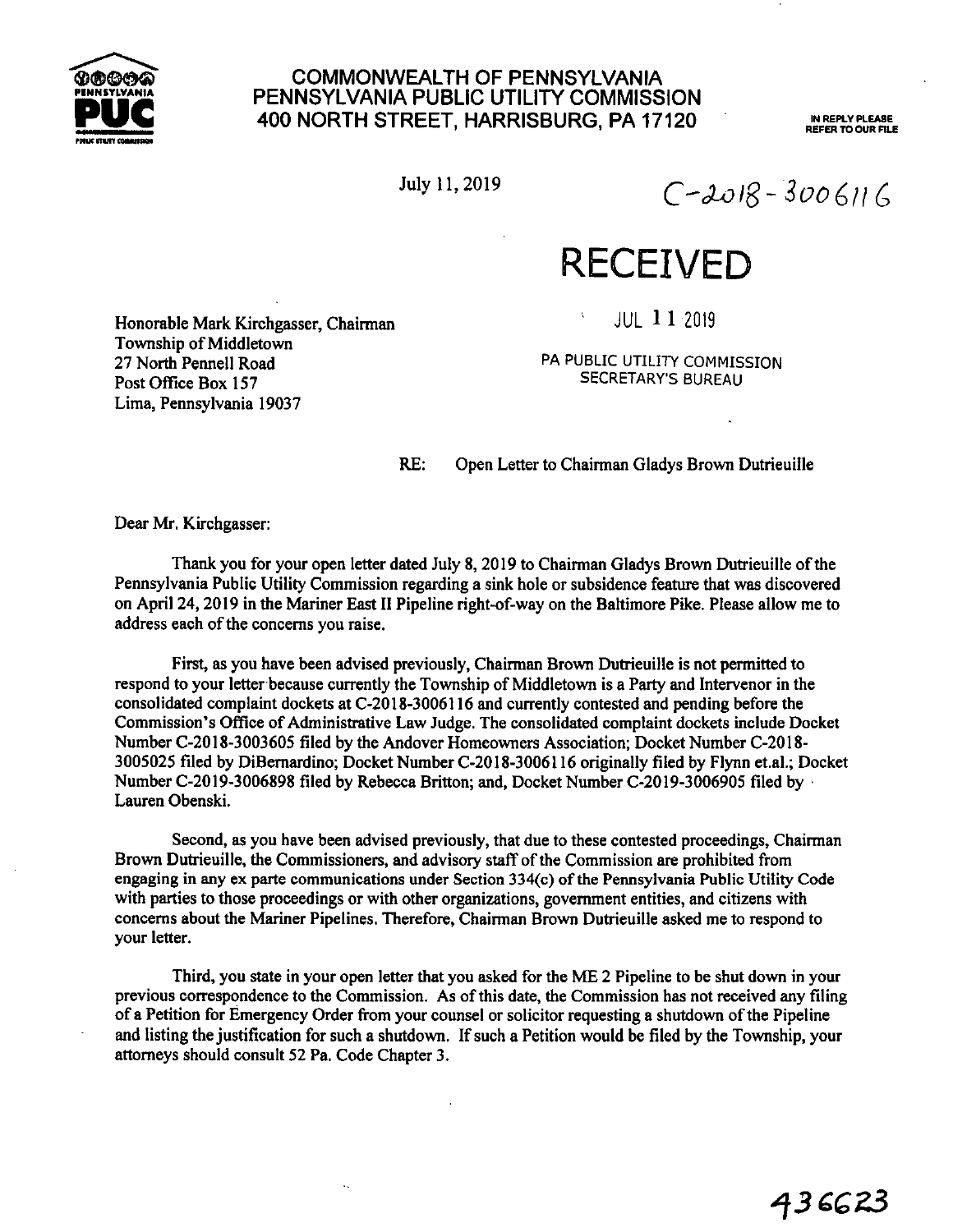COMMONWEALTH OF PENNSYLVANIA
PENNSYLVANIA PUBLIC UTILITY COMMISSION
400 NORTH STREET, HARRISBURG, PA 17120

IN REPLY PLEASE REFER TO OUR FILE

July 11, 2019

C-2018-3006116

RECEIVED

JUL 11 2019

PA PUBLIC UTILITY COMMISSION
SECRETARY'S BUREAU

Honorable Mark Kirchgasser, Chairman
Township of Middletown
27 North Pennell Road
Post Office Box 157
Lima, Pennsylvania 19037

RE: Open Letter to Chairman Gladys Brown Dutrieuille

Dear Mr. Kirchgasser:

Thank you for your open letter dated July 8, 2019 to Chairman Gladys Brown Dutrieuille of the Pennsylvania Public Utility Commission regarding a sink hole or subsidence feature that was discovered on April 24, 2019 in the Mariner East II Pipeline right-of-way on the Baltimore Pike. Please allow me to address each of the concerns you raise.

First, as you have been advised previously, Chairman Brown Dutrieuille is not permitted to respond to your letter because currently the Township of Middletown is a Party and Intervenor in the consolidated complaint dockets at C-2018-3006116 and currently contested and pending before the Commission's Office of Administrative Law Judge. The consolidated complaint dockets include Docket Number C-2018-3003605 filed by the Andover Homeowners Association; Docket Number C-2018-3005025 filed by DiBernardino; Docket Number C-2018-3006116 originally filed by Flynn et.al.; Docket Number C-2019-3006898 filed by Rebecca Britton; and, Docket Number C-2019-3006905 filed by Lauren Obenski.

Second, as you have been advised previously, that due to these contested proceedings, Chairman Brown Dutrieuille, the Commissioners, and advisory staff of the Commission are prohibited from engaging in any ex parte communications under Section 334(c) of the Pennsylvania Public Utility Code with parties to those proceedings or with other organizations, government entities, and citizens with concerns about the Mariner Pipelines. Therefore, Chairman Brown Dutrieuille asked me to respond to your letter.

Third, you state in your open letter that you asked for the ME 2 Pipeline to be shut down in your previous correspondence to the Commission. As of this date, the Commission has not received any filing of a Petition for Emergency Order from your counsel or solicitor requesting a shutdown of the Pipeline and listing the justification for such a shutdown. If such a Petition would be filed by the Township, your attorneys should consult 52 Pa. Code Chapter 3.

436623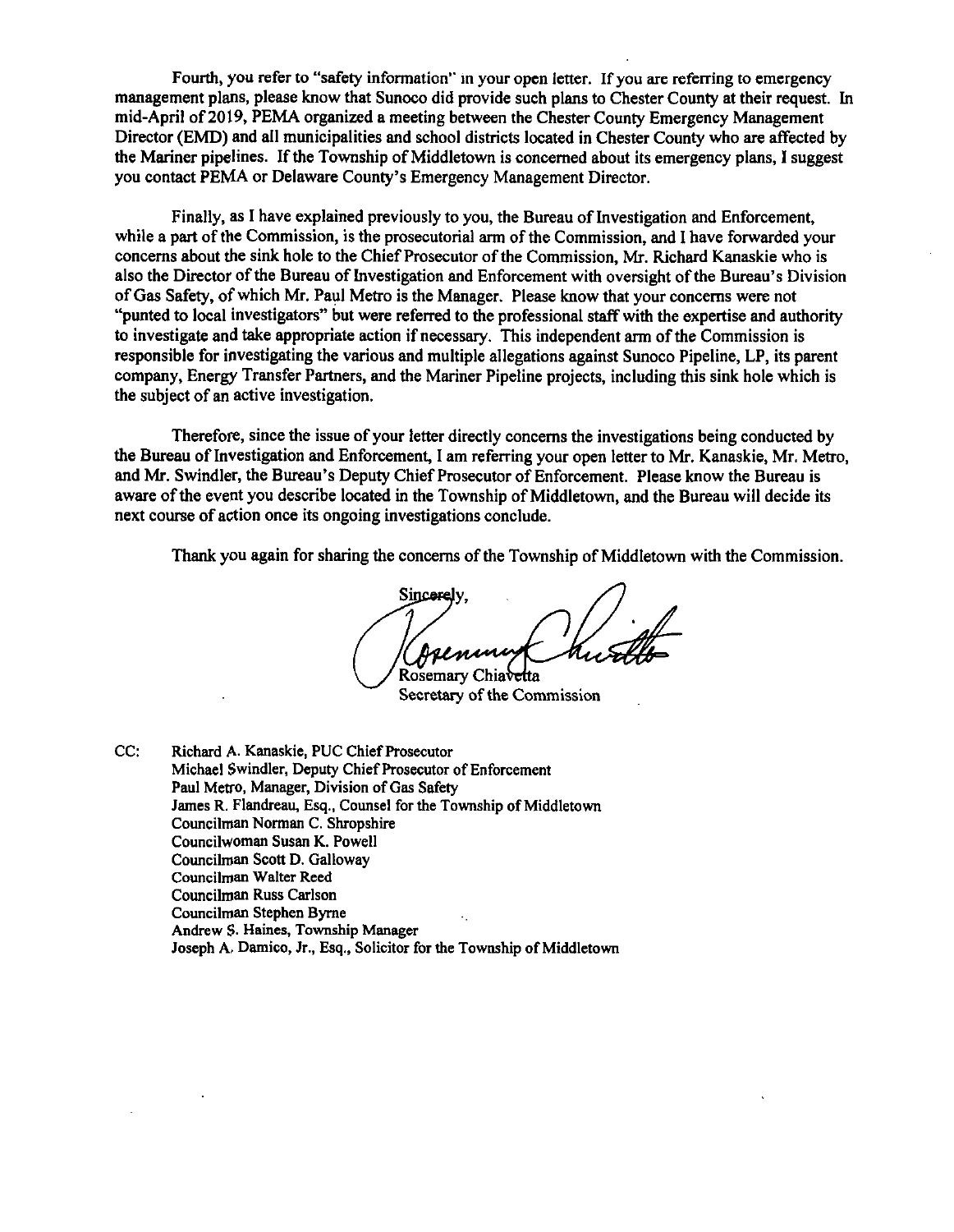Fourth, you refer to "safety information" in your open letter. If you are referring to emergency management plans, please know that Sunoco did provide such plans to Chester County at their request. In mid-April of 2019, PEMA organized a meeting between the Chester County Emergency Management Director (EMD) and all municipalities and school districts located in Chester County who are affected by the Mariner pipelines. If the Township of Middletown is concerned about its emergency plans, I suggest you contact PEMA or Delaware County's Emergency Management Director.

Finally, as I have explained previously to you, the Bureau of Investigation and Enforcement, while a part of the Commission, is the prosecutorial arm of the Commission, and I have forwarded your concerns about the sink hole to the Chief Prosecutor of the Commission, Mr. Richard Kanaskie who is also the Director of the Bureau of Investigation and Enforcement with oversight of the Bureau's Division of Gas Safety, of which Mr. Paul Metro is the Manager. Please know that your concerns were not "punted to local investigators" but were referred to the professional staff with the expertise and authority to investigate and take appropriate action if necessary. This independent arm of the Commission is responsible for investigating the various and multiple allegations against Sunoco Pipeline, LP, its parent company, Energy Transfer Partners, and the Mariner Pipeline projects, including this sink hole which is the subject of an active investigation.

Therefore, since the issue of your letter directly concerns the investigations being conducted by the Bureau of Investigation and Enforcement, I am referring your open letter to Mr. Kanaskie, Mr. Metro, and Mr. Swindler, the Bureau's Deputy Chief Prosecutor of Enforcement. Please know the Bureau is aware of the event you describe located in the Township of Middletown, and the Bureau will decide its next course of action once its ongoing investigations conclude.

Thank you again for sharing the concerns of the Township of Middletown with the Commission.

Sincerely,

Rosemary Chiavetta
Secretary of the Commission

CC: Richard A. Kanaskie, PUC Chief Prosecutor
Michael Swindler, Deputy Chief Prosecutor of Enforcement
Paul Metro, Manager, Division of Gas Safety
James R. Flandreau, Esq., Counsel for the Township of Middletown
Councilman Norman C. Shropshire
Councilwoman Susan K. Powell
Councilman Scott D. Galloway
Councilman Walter Reed
Councilman Russ Carlson
Councilman Stephen Byrne
Andrew S. Haines, Township Manager
Joseph A. Damico, Jr., Esq., Solicitor for the Township of Middletown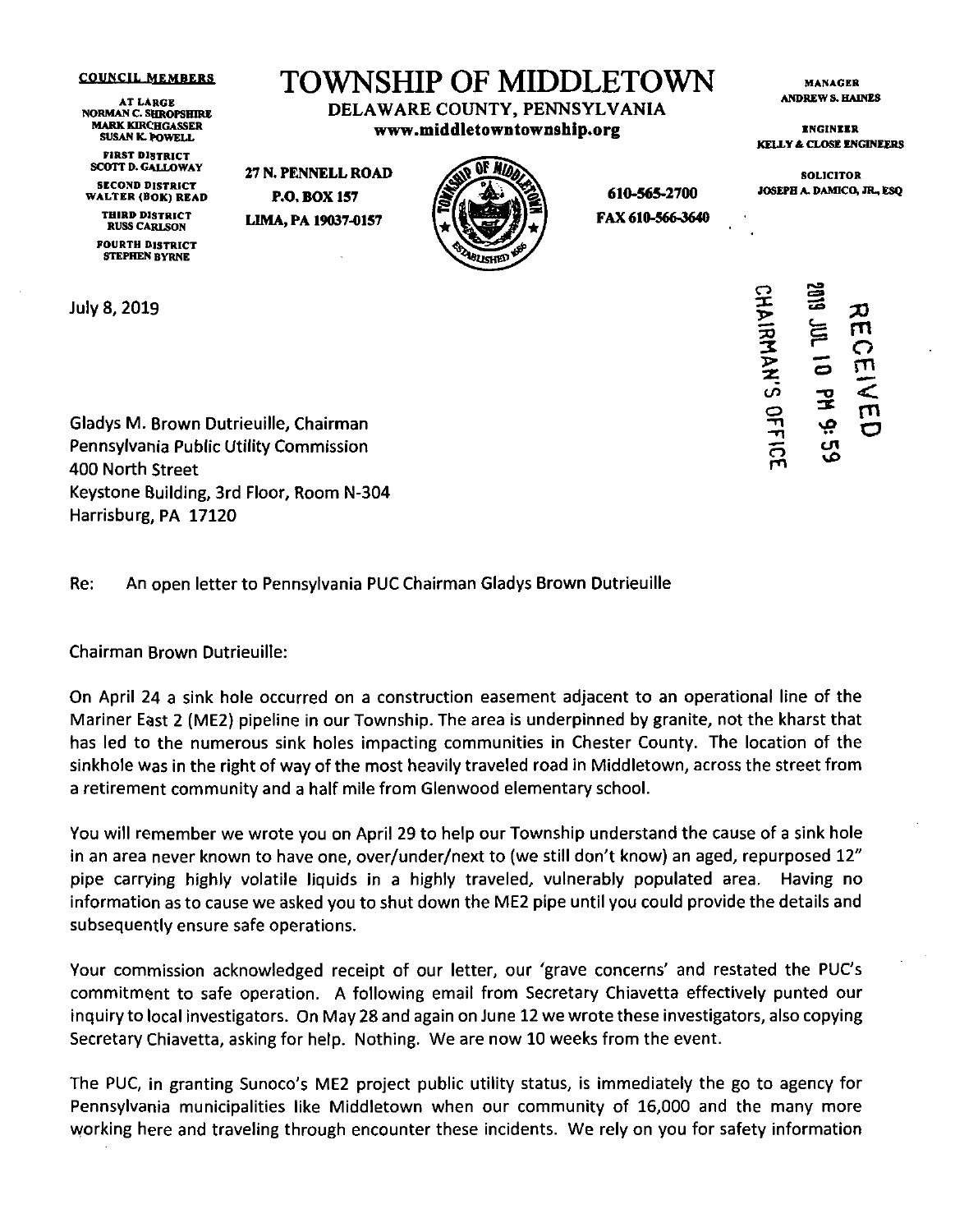**COUNCIL MEMBERS**

AT LARGE
NORMAN C. SHROPSHIRE
MARK KIRCHGASSER
SUSAN K. POWELL

FIRST DISTRICT
SCOTT D. GALLOWAY

SECOND DISTRICT
WALTER (BOK) READ

THIRD DISTRICT
RUSS CARLSON

FOURTH DISTRICT
STEPHEN BYRNE

# TOWNSHIP OF MIDDLETOWN

**DELAWARE COUNTY, PENNSYLVANIA**
**www.middletowntownship.org**

27 N. PENNELL ROAD
P.O. BOX 157
LIMA, PA 19037-0157

610-565-2700
FAX 610-566-3640

MANAGER
ANDREW S. HAINES

ENGINEER
KELLY & CLOSE ENGINEERS

SOLICITOR
JOSEPH A. DAMICO, JR., ESQ

RECEIVED
2019 JUL 10 PM 9:59
CHAIRMAN'S OFFICE

July 8, 2019

Gladys M. Brown Dutrieuille, Chairman
Pennsylvania Public Utility Commission
400 North Street
Keystone Building, 3rd Floor, Room N-304
Harrisburg, PA 17120

Re: An open letter to Pennsylvania PUC Chairman Gladys Brown Dutrieuille

Chairman Brown Dutrieuille:

On April 24 a sink hole occurred on a construction easement adjacent to an operational line of the Mariner East 2 (ME2) pipeline in our Township. The area is underpinned by granite, not the kharst that has led to the numerous sink holes impacting communities in Chester County. The location of the sinkhole was in the right of way of the most heavily traveled road in Middletown, across the street from a retirement community and a half mile from Glenwood elementary school.

You will remember we wrote you on April 29 to help our Township understand the cause of a sink hole in an area never known to have one, over/under/next to (we still don't know) an aged, repurposed 12" pipe carrying highly volatile liquids in a highly traveled, vulnerably populated area. Having no information as to cause we asked you to shut down the ME2 pipe until you could provide the details and subsequently ensure safe operations.

Your commission acknowledged receipt of our letter, our 'grave concerns' and restated the PUC's commitment to safe operation. A following email from Secretary Chiavetta effectively punted our inquiry to local investigators. On May 28 and again on June 12 we wrote these investigators, also copying Secretary Chiavetta, asking for help. Nothing. We are now 10 weeks from the event.

The PUC, in granting Sunoco's ME2 project public utility status, is immediately the go to agency for Pennsylvania municipalities like Middletown when our community of 16,000 and the many more working here and traveling through encounter these incidents. We rely on you for safety information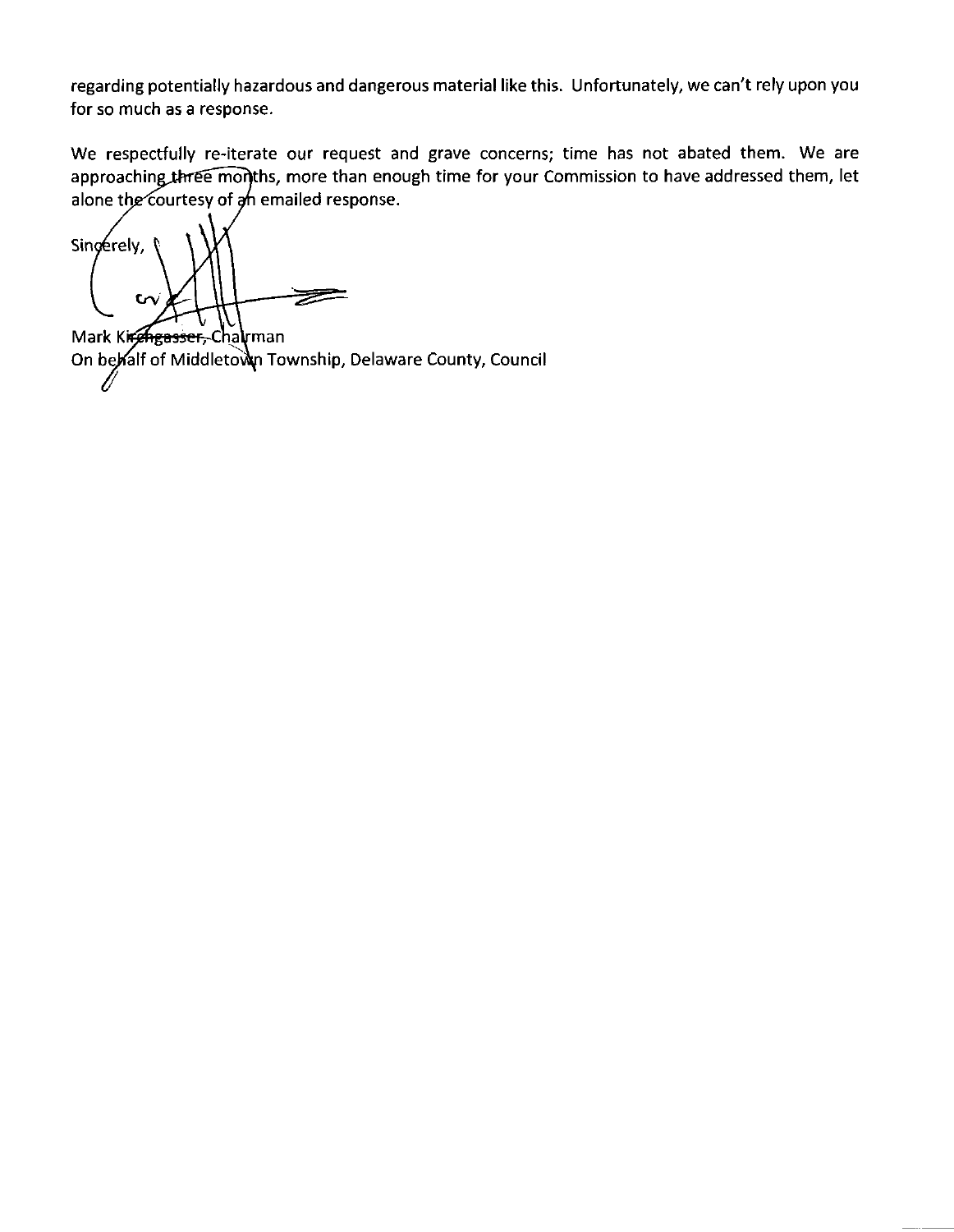regarding potentially hazardous and dangerous material like this. Unfortunately, we can't rely upon you for so much as a response.

We respectfully re-iterate our request and grave concerns; time has not abated them. We are approaching three months, more than enough time for your Commission to have addressed them, let alone the courtesy of an emailed response.

Sincerely,

Mark Kirchgasser, Chairman
On behalf of Middletown Township, Delaware County, Council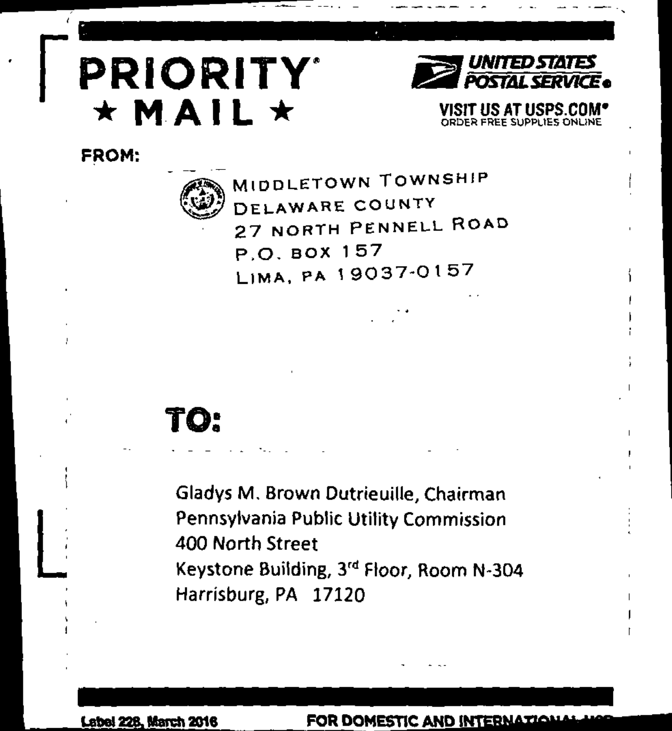# PRIORITY® ★ MAIL ★

UNITED STATES POSTAL SERVICE®

VISIT US AT USPS.COM®
ORDER FREE SUPPLIES ONLINE

**FROM:**

MIDDLETOWN TOWNSHIP
DELAWARE COUNTY
27 NORTH PENNELL ROAD
P.O. BOX 157
LIMA, PA 19037-0157

**TO:**

Gladys M. Brown Dutrieuille, Chairman
Pennsylvania Public Utility Commission
400 North Street
Keystone Building, 3rd Floor, Room N-304
Harrisburg, PA 17120

Label 228, March 2016

FOR DOMESTIC AND INTERNATIONAL USE